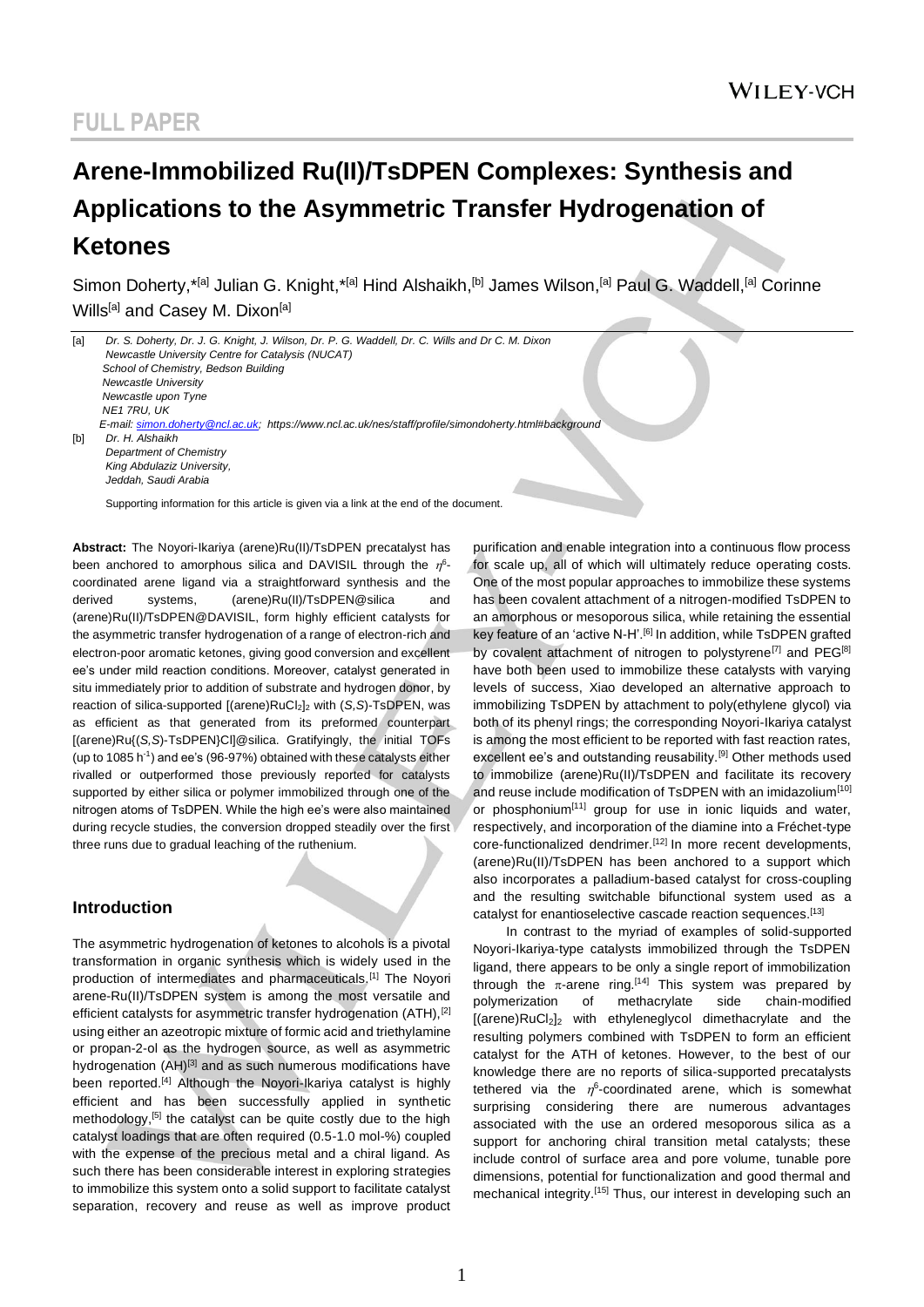# FULL PAPER

# Arene-Immobilized Ru(II)/TsDPEN Complexes: Synthesis and Applications to the Asymmetric Transfer Hydrogenation of Ketones

Simon Doherty,*[a] Julian G. Knight,*[a] Hind Alshaikh,[b] James Wilson,[a] Paul G. Waddell,[a] Corinne Wills[a] and Casey M. Dixon[a]

[a] Dr. S. Doherty, Dr. J. G. Knight, J. Wilson, Dr. P. G. Waddell, Dr. C. Wills and Dr C. M. Dixon
Newcastle University Centre for Catalysis (NUCAT)
School of Chemistry, Bedson Building
Newcastle University
Newcastle upon Tyne
NE1 7RU, UK
E-mail: simon.doherty@ncl.ac.uk; https://www.ncl.ac.uk/nes/staff/profile/simondoherty.html#background

[b] Dr. H. Alshaikh
Department of Chemistry
King Abdulaziz University,
Jeddah, Saudi Arabia

Supporting information for this article is given via a link at the end of the document.

**Abstract:** The Noyori-Ikariya (arene)Ru(II)/TsDPEN precatalyst has been anchored to amorphous silica and DAVISIL through the $\eta^6$-coordinated arene ligand via a straightforward synthesis and the derived systems, (arene)Ru(II)/TsDPEN@silica and (arene)Ru(II)/TsDPEN@DAVISIL, form highly efficient catalysts for the asymmetric transfer hydrogenation of a range of electron-rich and electron-poor aromatic ketones, giving good conversion and excellent ee's under mild reaction conditions. Moreover, catalyst generated in situ immediately prior to addition of substrate and hydrogen donor, by reaction of silica-supported $[(arene)RuCl_2]_2$ with (*S,S*)-TsDPEN, was as efficient as that generated from its preformed counterpart [(arene)Ru{(*S,S*)-TsDPEN}Cl]@silica. Gratifyingly, the initial TOFs (up to 1085 $h^{-1}$) and ee's (96-97%) obtained with these catalysts either rivalled or outperformed those previously reported for catalysts supported by either silica or polymer immobilized through one of the nitrogen atoms of TsDPEN. While the high ee's were also maintained during recycle studies, the conversion dropped steadily over the first three runs due to gradual leaching of the ruthenium.

## Introduction

The asymmetric hydrogenation of ketones to alcohols is a pivotal transformation in organic synthesis which is widely used in the production of intermediates and pharmaceuticals.[1] The Noyori arene-Ru(II)/TsDPEN system is among the most versatile and efficient catalysts for asymmetric transfer hydrogenation (ATH),[2] using either an azeotropic mixture of formic acid and triethylamine or propan-2-ol as the hydrogen source, as well as asymmetric hydrogenation (AH)[3] and as such numerous modifications have been reported.[4] Although the Noyori-Ikariya catalyst is highly efficient and has been successfully applied in synthetic methodology,[5] the catalyst can be quite costly due to the high catalyst loadings that are often required (0.5-1.0 mol-%) coupled with the expense of the precious metal and a chiral ligand. As such there has been considerable interest in exploring strategies to immobilize this system onto a solid support to facilitate catalyst separation, recovery and reuse as well as improve product purification and enable integration into a continuous flow process for scale up, all of which will ultimately reduce operating costs. One of the most popular approaches to immobilize these systems has been covalent attachment of a nitrogen-modified TsDPEN to an amorphous or mesoporous silica, while retaining the essential key feature of an 'active N-H'.[6] In addition, while TsDPEN grafted by covalent attachment of nitrogen to polystyrene[7] and PEG[8] have both been used to immobilize these catalysts with varying levels of success, Xiao developed an alternative approach to immobilizing TsDPEN by attachment to poly(ethylene glycol) via both of its phenyl rings; the corresponding Noyori-Ikariya catalyst is among the most efficient to be reported with fast reaction rates, excellent ee's and outstanding reusability.[9] Other methods used to immobilize (arene)Ru(II)/TsDPEN and facilitate its recovery and reuse include modification of TsDPEN with an imidazolium[10] or phosphonium[11] group for use in ionic liquids and water, respectively, and incorporation of the diamine into a Fréchet-type core-functionalized dendrimer.[12] In more recent developments, (arene)Ru(II)/TsDPEN has been anchored to a support which also incorporates a palladium-based catalyst for cross-coupling and the resulting switchable bifunctional system used as a catalyst for enantioselective cascade reaction sequences.[13]

In contrast to the myriad of examples of solid-supported Noyori-Ikariya-type catalysts immobilized through the TsDPEN ligand, there appears to be only a single report of immobilization through the $\pi$-arene ring.[14] This system was prepared by polymerization of methacrylate side chain-modified $[(arene)RuCl_2]_2$ with ethyleneglycol dimethacrylate and the resulting polymers combined with TsDPEN to form an efficient catalyst for the ATH of ketones. However, to the best of our knowledge there are no reports of silica-supported precatalysts tethered via the $\eta^6$-coordinated arene, which is somewhat surprising considering there are numerous advantages associated with the use an ordered mesoporous silica as a support for anchoring chiral transition metal catalysts; these include control of surface area and pore volume, tunable pore dimensions, potential for functionalization and good thermal and mechanical integrity.[15] Thus, our interest in developing such an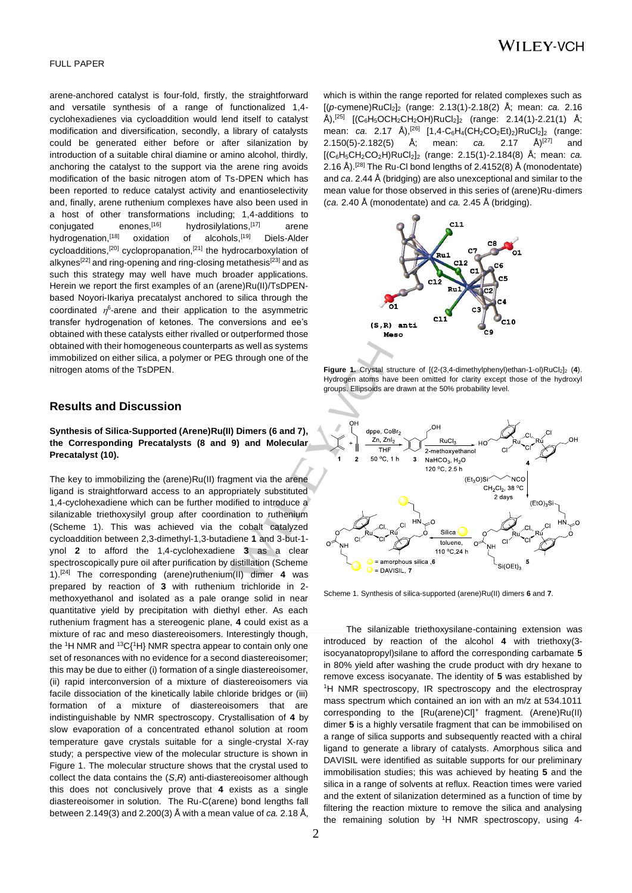arene-anchored catalyst is four-fold, firstly, the straightforward and versatile synthesis of a range of functionalized 1,4-cyclohexadienes via cycloaddition would lend itself to catalyst modification and diversification, secondly, a library of catalysts could be generated either before or after silanization by introduction of a suitable chiral diamine or amino alcohol, thirdly, anchoring the catalyst to the support via the arene ring avoids modification of the basic nitrogen atom of Ts-DPEN which has been reported to reduce catalyst activity and enantioselectivity and, finally, arene ruthenium complexes have also been used in a host of other transformations including; 1,4-additions to conjugated enones,[16] hydrosilylations,[17] arene hydrogenation,[18] oxidation of alcohols,[19] Diels-Alder cycloadditions,[20] cyclopropanation,[21] the hydrocarboxylation of alkynes[22] and ring-opening and ring-closing metathesis[23] and as such this strategy may well have much broader applications. Herein we report the first examples of an (arene)Ru(II)/TsDPEN-based Noyori-Ikariya precatalyst anchored to silica through the coordinated $\eta^6$-arene and their application to the asymmetric transfer hydrogenation of ketones. The conversions and ee's obtained with these catalysts either rivalled or outperformed those obtained with their homogeneous counterparts as well as systems immobilized on either silica, a polymer or PEG through one of the nitrogen atoms of the TsDPEN.

## Results and Discussion

### Synthesis of Silica-Supported (Arene)Ru(II) Dimers (6 and 7), the Corresponding Precatalysts (8 and 9) and Molecular Precatalyst (10).

The key to immobilizing the (arene)Ru(II) fragment via the arene ligand is straightforward access to an appropriately substituted 1,4-cyclohexadiene which can be further modified to introduce a silanizable triethoxysilyl group after coordination to ruthenium (Scheme 1). This was achieved via the cobalt catalyzed cycloaddition between 2,3-dimethyl-1,3-butadiene **1** and 3-but-1-ynol **2** to afford the 1,4-cyclohexadiene **3** as a clear spectroscopically pure oil after purification by distillation (Scheme 1).[24] The corresponding (arene)ruthenium(II) dimer **4** was prepared by reaction of **3** with ruthenium trichloride in 2-methoxyethanol and isolated as a pale orange solid in near quantitative yield by precipitation with diethyl ether. As each ruthenium fragment has a stereogenic plane, **4** could exist as a mixture of rac and meso diastereoisomers. Interestingly though, the $^1$H NMR and $^{13}$C{$^1$H} NMR spectra appear to contain only one set of resonances with no evidence for a second diastereoisomer; this may be due to either (i) formation of a single diastereoisomer, (ii) rapid interconversion of a mixture of diastereoisomers via facile dissociation of the kinetically labile chloride bridges or (iii) formation of a mixture of diastereoisomers that are indistinguishable by NMR spectroscopy. Crystallisation of **4** by slow evaporation of a concentrated ethanol solution at room temperature gave crystals suitable for a single-crystal X-ray study; a perspective view of the molecular structure is shown in Figure 1. The molecular structure shows that the crystal used to collect the data contains the (*S*,*R*) anti-diastereoisomer although this does not conclusively prove that **4** exists as a single diastereoisomer in solution. The Ru-C(arene) bond lengths fall between 2.149(3) and 2.200(3) Å with a mean value of *ca.* 2.18 Å, which is within the range reported for related complexes such as [(*p*-cymene)RuCl$_2$]$_2$ (range: 2.13(1)-2.18(2) Å; mean: *ca.* 2.16 Å),[25] [(C$_6$H$_5$OCH$_2$CH$_2$OH)RuCl$_2$]$_2$ (range: 2.14(1)-2.21(1) Å; mean: *ca.* 2.17 Å),[26] [1,4-C$_6$H$_4$(CH$_2$CO$_2$Et)$_2$)RuCl$_2$]$_2$ (range: 2.150(5)-2.182(5) Å; mean: *ca.* 2.17 Å)[27] and [(C$_6$H$_5$CH$_2$CO$_2$H)RuCl$_2$]$_2$ (range: 2.15(1)-2.184(8) Å; mean: *ca.* 2.16 Å).[28] The Ru-Cl bond lengths of 2.4152(8) Å (monodentate) and *ca.* 2.44 Å (bridging) are also unexceptional and similar to the mean value for those observed in this series of (arene)Ru-dimers (*ca.* 2.40 Å (monodentate) and *ca.* 2.45 Å (bridging).

**Figure 1.** Crystal structure of [(2-(3,4-dimethylphenyl)ethan-1-ol)RuCl$_2$]$_2$ (**4**). Hydrogen atoms have been omitted for clarity except those of the hydroxyl groups. Ellipsoids are drawn at the 50% probability level.

Scheme 1. Synthesis of silica-supported (arene)Ru(II) dimers **6** and **7**.

The silanizable triethoxysilane-containing extension was introduced by reaction of the alcohol **4** with triethoxy(3-isocyanatopropyl)silane to afford the corresponding carbamate **5** in 80% yield after washing the crude product with dry hexane to remove excess isocyanate. The identity of **5** was established by $^1$H NMR spectroscopy, IR spectroscopy and the electrospray mass spectrum which contained an ion with an m/z at 534.1011 corresponding to the [Ru(arene)Cl]$^+$ fragment. (Arene)Ru(II) dimer **5** is a highly versatile fragment that can be immobilised on a range of silica supports and subsequently reacted with a chiral ligand to generate a library of catalysts. Amorphous silica and DAVISIL were identified as suitable supports for our preliminary immobilisation studies; this was achieved by heating **5** and the silica in a range of solvents at reflux. Reaction times were varied and the extent of silanization determined as a function of time by filtering the reaction mixture to remove the silica and analysing the remaining solution by $^1$H NMR spectroscopy, using 4-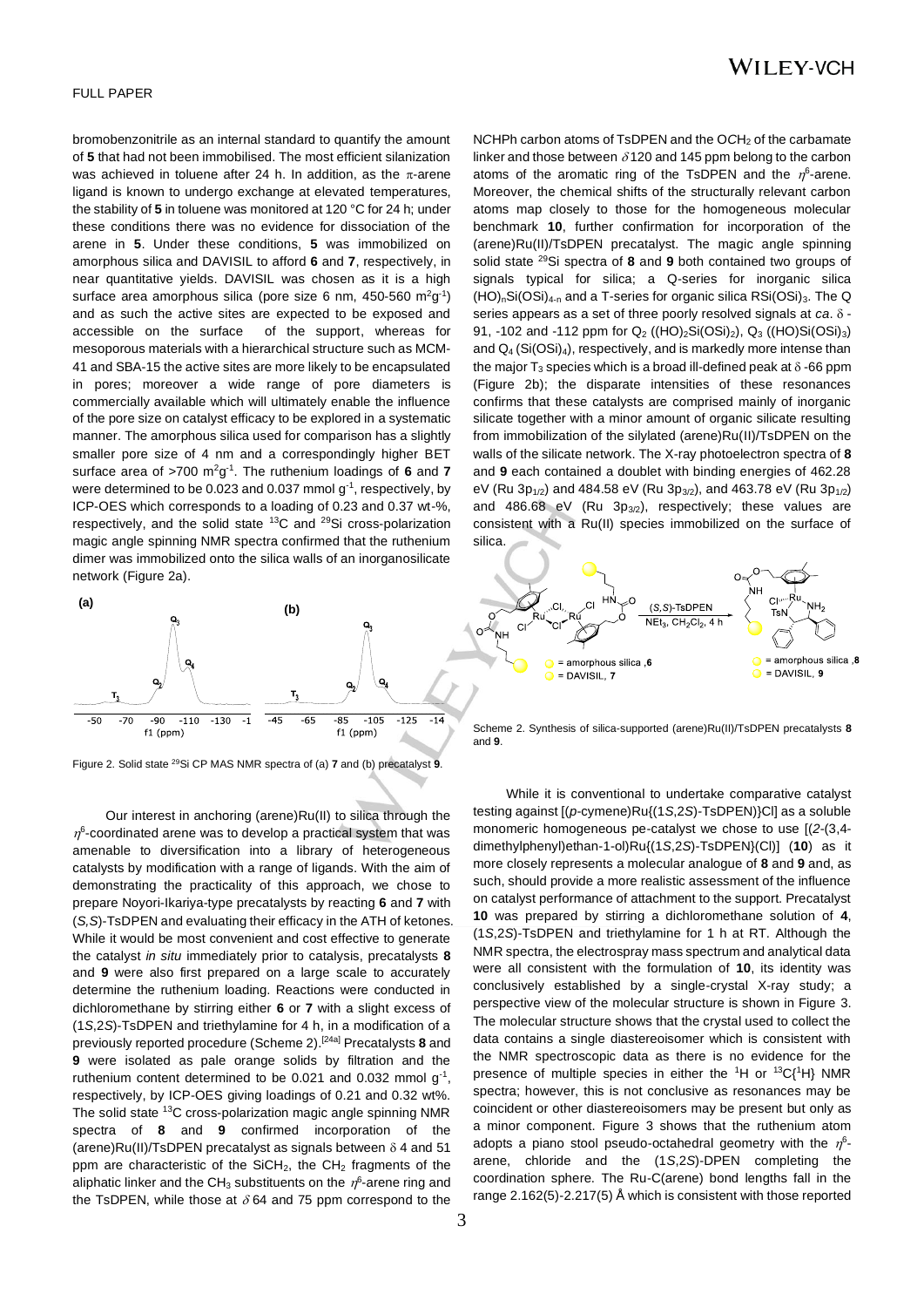bromobenzonitrile as an internal standard to quantify the amount of **5** that had not been immobilised. The most efficient silanization was achieved in toluene after 24 h. In addition, as the π-arene ligand is known to undergo exchange at elevated temperatures, the stability of **5** in toluene was monitored at 120 °C for 24 h; under these conditions there was no evidence for dissociation of the arene in **5**. Under these conditions, **5** was immobilized on amorphous silica and DAVISIL to afford **6** and **7**, respectively, in near quantitative yields. DAVISIL was chosen as it is a high surface area amorphous silica (pore size 6 nm, 450-560 $m^2g^{-1}$) and as such the active sites are expected to be exposed and accessible on the surface of the support, whereas for mesoporous materials with a hierarchical structure such as MCM-41 and SBA-15 the active sites are more likely to be encapsulated in pores; moreover a wide range of pore diameters is commercially available which will ultimately enable the influence of the pore size on catalyst efficacy to be explored in a systematic manner. The amorphous silica used for comparison has a slightly smaller pore size of 4 nm and a correspondingly higher BET surface area of >700 $m^2g^{-1}$. The ruthenium loadings of **6** and **7** were determined to be 0.023 and 0.037 mmol $g^{-1}$, respectively, by ICP-OES which corresponds to a loading of 0.23 and 0.37 wt-%, respectively, and the solid state $^{13}$C and $^{29}$Si cross-polarization magic angle spinning NMR spectra confirmed that the ruthenium dimer was immobilized onto the silica walls of an inorganosilicate network (Figure 2a).

Figure 2. Solid state $^{29}$Si CP MAS NMR spectra of (a) **7** and (b) precatalyst **9**.

Our interest in anchoring (arene)Ru(II) to silica through the $\eta^6$-coordinated arene was to develop a practical system that was amenable to diversification into a library of heterogeneous catalysts by modification with a range of ligands. With the aim of demonstrating the practicality of this approach, we chose to prepare Noyori-Ikariya-type precatalysts by reacting **6** and **7** with (*S,S*)-TsDPEN and evaluating their efficacy in the ATH of ketones. While it would be most convenient and cost effective to generate the catalyst *in situ* immediately prior to catalysis, precatalysts **8** and **9** were also first prepared on a large scale to accurately determine the ruthenium loading. Reactions were conducted in dichloromethane by stirring either **6** or **7** with a slight excess of (1*S*,2*S*)-TsDPEN and triethylamine for 4 h, in a modification of a previously reported procedure (Scheme 2).[24a] Precatalysts **8** and **9** were isolated as pale orange solids by filtration and the ruthenium content determined to be 0.021 and 0.032 mmol $g^{-1}$, respectively, by ICP-OES giving loadings of 0.21 and 0.32 wt%. The solid state $^{13}$C cross-polarization magic angle spinning NMR spectra of **8** and **9** confirmed incorporation of the (arene)Ru(II)/TsDPEN precatalyst as signals between δ 4 and 51 ppm are characteristic of the $SiCH_2$, the $CH_2$ fragments of the aliphatic linker and the $CH_3$ substituents on the $\eta^6$-arene ring and the TsDPEN, while those at δ 64 and 75 ppm correspond to the N*C*HPh carbon atoms of TsDPEN and the O*C*H$_2$ of the carbamate linker and those between δ 120 and 145 ppm belong to the carbon atoms of the aromatic ring of the TsDPEN and the $\eta^6$-arene. Moreover, the chemical shifts of the structurally relevant carbon atoms map closely to those for the homogeneous molecular benchmark **10**, further confirmation for incorporation of the (arene)Ru(II)/TsDPEN precatalyst. The magic angle spinning solid state $^{29}$Si spectra of **8** and **9** both contained two groups of signals typical for silica; a Q-series for inorganic silica $(HO)_nSi(OSi)_{4-n}$ and a T-series for organic silica $RSi(OSi)_3$. The Q series appears as a set of three poorly resolved signals at *ca*. δ -91, -102 and -112 ppm for $Q_2$ ($(HO)_2Si(OSi)_2$), $Q_3$ ($(HO)Si(OSi)_3$) and $Q_4$ ($Si(OSi)_4$), respectively, and is markedly more intense than the major $T_3$ species which is a broad ill-defined peak at δ -66 ppm (Figure 2b); the disparate intensities of these resonances confirms that these catalysts are comprised mainly of inorganic silicate together with a minor amount of organic silicate resulting from immobilization of the silylated (arene)Ru(II)/TsDPEN on the walls of the silicate network. The X-ray photoelectron spectra of **8** and **9** each contained a doublet with binding energies of 462.28 eV (Ru $3p_{1/2}$) and 484.58 eV (Ru $3p_{3/2}$), and 463.78 eV (Ru $3p_{1/2}$) and 486.68 eV (Ru $3p_{3/2}$), respectively; these values are consistent with a Ru(II) species immobilized on the surface of silica.

Scheme 2. Synthesis of silica-supported (arene)Ru(II)/TsDPEN precatalysts **8** and **9**.

While it is conventional to undertake comparative catalyst testing against [(*p*-cymene)Ru{(1*S*,2*S*)-TsDPEN)}Cl] as a soluble monomeric homogeneous pe-catalyst we chose to use [(*2*-(3,4-dimethylphenyl)ethan-1-ol)Ru{(1*S*,2*S*)-TsDPEN}(Cl)] (**10**) as it more closely represents a molecular analogue of **8** and **9** and, as such, should provide a more realistic assessment of the influence on catalyst performance of attachment to the support. Precatalyst **10** was prepared by stirring a dichloromethane solution of **4**, (1*S*,2*S*)-TsDPEN and triethylamine for 1 h at RT. Although the NMR spectra, the electrospray mass spectrum and analytical data were all consistent with the formulation of **10**, its identity was conclusively established by a single-crystal X-ray study; a perspective view of the molecular structure is shown in Figure 3. The molecular structure shows that the crystal used to collect the data contains a single diastereoisomer which is consistent with the NMR spectroscopic data as there is no evidence for the presence of multiple species in either the $^1$H or $^{13}$C{$^1$H} NMR spectra; however, this is not conclusive as resonances may be coincident or other diastereoisomers may be present but only as a minor component. Figure 3 shows that the ruthenium atom adopts a piano stool pseudo-octahedral geometry with the $\eta^6$-arene, chloride and the (1*S*,2*S*)-DPEN completing the coordination sphere. The Ru-C(arene) bond lengths fall in the range 2.162(5)-2.217(5) Å which is consistent with those reported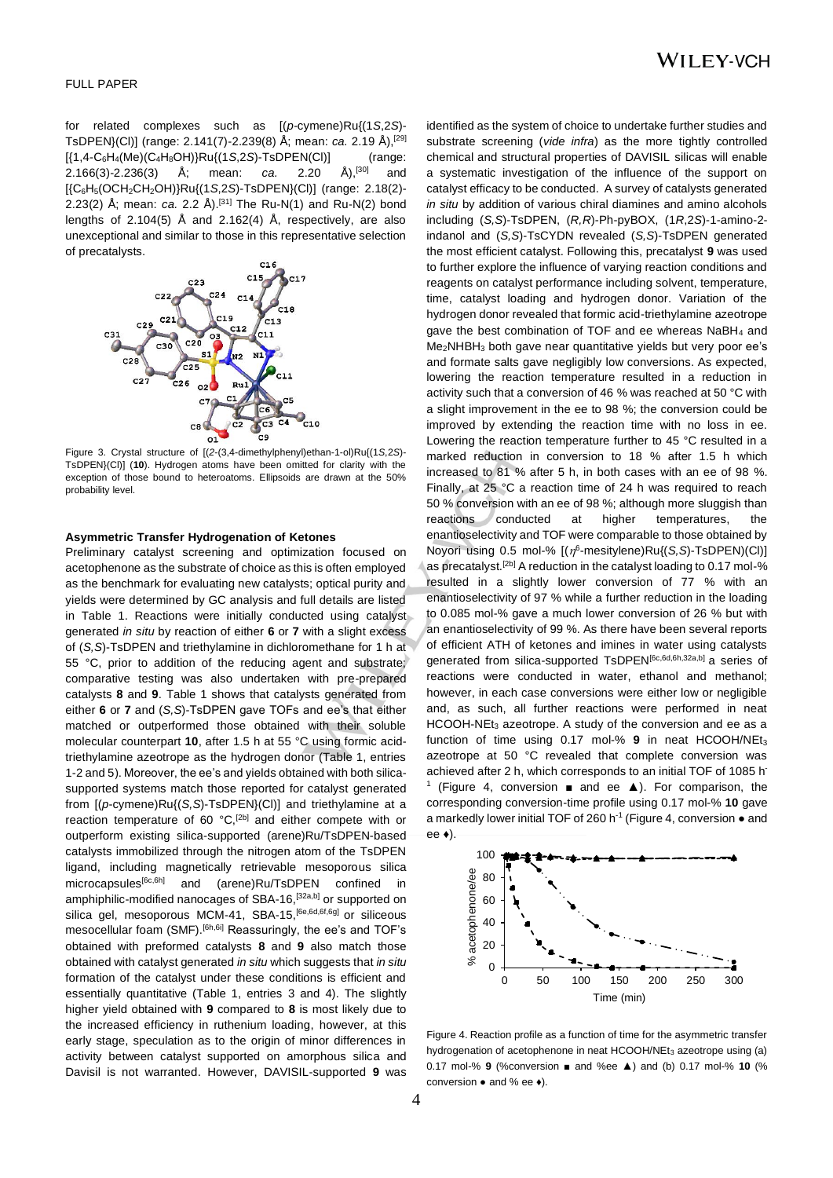for related complexes such as [(p-cymene)Ru{(1S,2S)-TsDPEN}(Cl)] (range: 2.141(7)-2.239(8) Å; mean: ca. 2.19 Å),[29] [{1,4-$C_6H_4$(Me)($C_4H_8$OH)}Ru{(1S,2S)-TsDPEN(Cl)] (range: 2.166(3)-2.236(3) Å; mean: ca. 2.20 Å),[30] and [{$C_6H_5$($OCH_2CH_2OH$)}Ru{(1S,2S)-TsDPEN}(Cl)] (range: 2.18(2)-2.23(2) Å; mean: ca. 2.2 Å).[31] The Ru-N(1) and Ru-N(2) bond lengths of 2.104(5) Å and 2.162(4) Å, respectively, are also unexceptional and similar to those in this representative selection of precatalysts.

Figure 3. Crystal structure of [(2-(3,4-dimethylphenyl)ethan-1-ol)Ru{(1S,2S)-TsDPEN}(Cl)] (**10**). Hydrogen atoms have been omitted for clarity with the exception of those bound to heteroatoms. Ellipsoids are drawn at the 50% probability level.

#### Asymmetric Transfer Hydrogenation of Ketones

Preliminary catalyst screening and optimization focused on acetophenone as the substrate of choice as this is often employed as the benchmark for evaluating new catalysts; optical purity and yields were determined by GC analysis and full details are listed in Table 1. Reactions were initially conducted using catalyst generated *in situ* by reaction of either **6** or **7** with a slight excess of (S,S)-TsDPEN and triethylamine in dichloromethane for 1 h at 55 °C, prior to addition of the reducing agent and substrate; comparative testing was also undertaken with pre-prepared catalysts **8** and **9**. Table 1 shows that catalysts generated from either **6** or **7** and (S,S)-TsDPEN gave TOFs and ee's that either matched or outperformed those obtained with their soluble molecular counterpart **10**, after 1.5 h at 55 °C using formic acid-triethylamine azeotrope as the hydrogen donor (Table 1, entries 1-2 and 5). Moreover, the ee's and yields obtained with both silica-supported systems match those reported for catalyst generated from [(p-cymene)Ru{(S,S)-TsDPEN}(Cl)] and triethylamine at a reaction temperature of 60 °C,[2b] and either compete with or outperform existing silica-supported (arene)Ru/TsDPEN-based catalysts immobilized through the nitrogen atom of the TsDPEN ligand, including magnetically retrievable mesoporous silica microcapsules[6c,6h] and (arene)Ru/TsDPEN confined in amphiphilic-modified nanocages of SBA-16,[32a,b] or supported on silica gel, mesoporous MCM-41, SBA-15,[6e,6d,6f,6g] or siliceous mesocellular foam (SMF).[6h,6i] Reassuringly, the ee's and TOF's obtained with preformed catalysts **8** and **9** also match those obtained with catalyst generated *in situ* which suggests that *in situ* formation of the catalyst under these conditions is efficient and essentially quantitative (Table 1, entries 3 and 4). The slightly higher yield obtained with **9** compared to **8** is most likely due to the increased efficiency in ruthenium loading, however, at this early stage, speculation as to the origin of minor differences in activity between catalyst supported on amorphous silica and Davisil is not warranted. However, DAVISIL-supported **9** was identified as the system of choice to undertake further studies and substrate screening (*vide infra*) as the more tightly controlled chemical and structural properties of DAVISIL silicas will enable a systematic investigation of the influence of the support on catalyst efficacy to be conducted. A survey of catalysts generated *in situ* by addition of various chiral diamines and amino alcohols including (S,S)-TsDPEN, (R,R)-Ph-pyBOX, (1R,2S)-1-amino-2-indanol and (S,S)-TsCYDN revealed (S,S)-TsDPEN generated the most efficient catalyst. Following this, precatalyst **9** was used to further explore the influence of varying reaction conditions and reagents on catalyst performance including solvent, temperature, time, catalyst loading and hydrogen donor. Variation of the hydrogen donor revealed that formic acid-triethylamine azeotrope gave the best combination of TOF and ee whereas $NaBH_4$ and $Me_2NHBH_3$ both gave near quantitative yields but very poor ee's and formate salts gave negligibly low conversions. As expected, lowering the reaction temperature resulted in a reduction in activity such that a conversion of 46 % was reached at 50 °C with a slight improvement in the ee to 98 %; the conversion could be improved by extending the reaction time with no loss in ee. Lowering the reaction temperature further to 45 °C resulted in a marked reduction in conversion to 18 % after 1.5 h which increased to 81 % after 5 h, in both cases with an ee of 98 %. Finally, at 25 °C a reaction time of 24 h was required to reach 50 % conversion with an ee of 98 %; although more sluggish than reactions conducted at higher temperatures, the enantioselectivity and TOF were comparable to those obtained by Noyori using 0.5 mol-% [($\eta^6$-mesitylene)Ru{(S,S)-TsDPEN)(Cl)] as precatalyst.[2b] A reduction in the catalyst loading to 0.17 mol-% resulted in a slightly lower conversion of 77 % with an enantioselectivity of 97 % while a further reduction in the loading to 0.085 mol-% gave a much lower conversion of 26 % but with an enantioselectivity of 99 %. As there have been several reports of efficient ATH of ketones and imines in water using catalysts generated from silica-supported TsDPEN[6c,6d,6h,32a,b] a series of reactions were conducted in water, ethanol and methanol; however, in each case conversions were either low or negligible and, as such, all further reactions were performed in neat $HCOOH$-$NEt_3$ azeotrope. A study of the conversion and ee as a function of time using 0.17 mol-% **9** in neat $HCOOH/NEt_3$ azeotrope at 50 °C revealed that complete conversion was achieved after 2 h, which corresponds to an initial TOF of 1085 $h^{-1}$ (Figure 4, conversion ■ and ee ▲). For comparison, the corresponding conversion-time profile using 0.17 mol-% **10** gave a markedly lower initial TOF of 260 $h^{-1}$ (Figure 4, conversion ● and ee ♦).

Figure 4. Reaction profile as a function of time for the asymmetric transfer hydrogenation of acetophenone in neat $HCOOH/NEt_3$ azeotrope using (a) 0.17 mol-% **9** (%conversion ■ and %ee ▲) and (b) 0.17 mol-% **10** (% conversion ● and % ee ♦).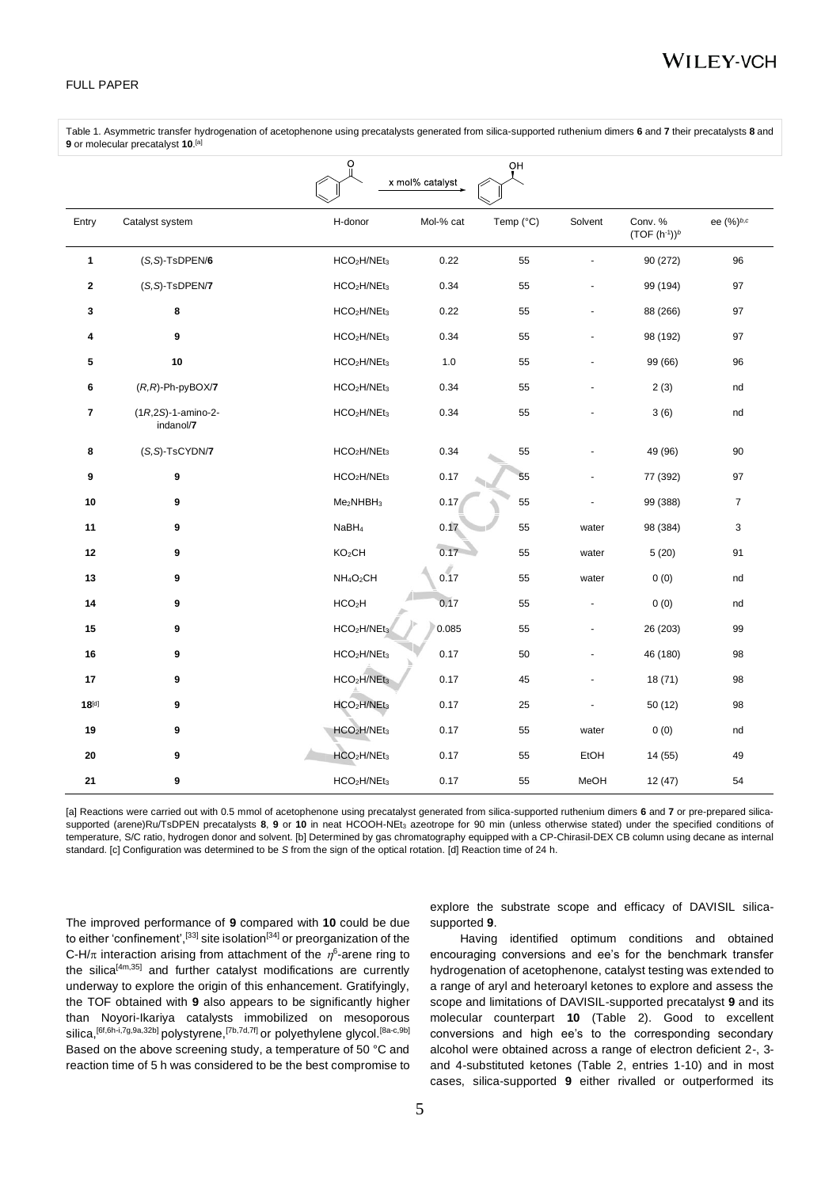Table 1. Asymmetric transfer hydrogenation of acetophenone using precatalysts generated from silica-supported ruthenium dimers **6** and **7** their precatalysts **8** and **9** or molecular precatalyst **10**.[a]

| Entry | Catalyst system | H-donor | Mol-% cat | Temp (°C) | Solvent | Conv. % (TOF ($h^{-1}$))[b] | ee (%)[b,c] |
|---|---|---|---|---|---|---|---|
| **1** | (*S,S*)-TsDPEN/**6** | $HCO_2H/NEt_3$ | 0.22 | 55 | - | 90 (272) | 96 |
| **2** | (*S,S*)-TsDPEN/**7** | $HCO_2H/NEt_3$ | 0.34 | 55 | - | 99 (194) | 97 |
| **3** | **8** | $HCO_2H/NEt_3$ | 0.22 | 55 | - | 88 (266) | 97 |
| **4** | **9** | $HCO_2H/NEt_3$ | 0.34 | 55 | - | 98 (192) | 97 |
| **5** | **10** | $HCO_2H/NEt_3$ | 1.0 | 55 | - | 99 (66) | 96 |
| **6** | (*R,R*)-Ph-pyBOX/**7** | $HCO_2H/NEt_3$ | 0.34 | 55 | - | 2 (3) | nd |
| **7** | (1*R*,2*S*)-1-amino-2-indanol/**7** | $HCO_2H/NEt_3$ | 0.34 | 55 | - | 3 (6) | nd |
| **8** | (*S,S*)-TsCYDN/**7** | $HCO_2H/NEt_3$ | 0.34 | 55 | - | 49 (96) | 90 |
| **9** | **9** | $HCO_2H/NEt_3$ | 0.17 | 55 | - | 77 (392) | 97 |
| **10** | **9** | $Me_2NHBH_3$ | 0.17 | 55 | - | 99 (388) | 7 |
| **11** | **9** | $NaBH_4$ | 0.17 | 55 | water | 98 (384) | 3 |
| **12** | **9** | $KO_2CH$ | 0.17 | 55 | water | 5 (20) | 91 |
| **13** | **9** | $NH_4O_2CH$ | 0.17 | 55 | water | 0 (0) | nd |
| **14** | **9** | $HCO_2H$ | 0.17 | 55 | - | 0 (0) | nd |
| **15** | **9** | $HCO_2H/NEt_3$ | 0.085 | 55 | - | 26 (203) | 99 |
| **16** | **9** | $HCO_2H/NEt_3$ | 0.17 | 50 | - | 46 (180) | 98 |
| **17** | **9** | $HCO_2H/NEt_3$ | 0.17 | 45 | - | 18 (71) | 98 |
| **18**[d] | **9** | $HCO_2H/NEt_3$ | 0.17 | 25 | - | 50 (12) | 98 |
| **19** | **9** | $HCO_2H/NEt_3$ | 0.17 | 55 | water | 0 (0) | nd |
| **20** | **9** | $HCO_2H/NEt_3$ | 0.17 | 55 | EtOH | 14 (55) | 49 |
| **21** | **9** | $HCO_2H/NEt_3$ | 0.17 | 55 | MeOH | 12 (47) | 54 |

[a] Reactions were carried out with 0.5 mmol of acetophenone using precatalyst generated from silica-supported ruthenium dimers **6** and **7** or pre-prepared silica-supported (arene)Ru/TsDPEN precatalysts **8**, **9** or **10** in neat $HCOOH\text{-}NEt_3$ azeotrope for 90 min (unless otherwise stated) under the specified conditions of temperature, S/C ratio, hydrogen donor and solvent. [b] Determined by gas chromatography equipped with a CP-Chirasil-DEX CB column using decane as internal standard. [c] Configuration was determined to be *S* from the sign of the optical rotation. [d] Reaction time of 24 h.

The improved performance of **9** compared with **10** could be due to either 'confinement',[33] site isolation[34] or preorganization of the C-H/π interaction arising from attachment of the $\eta^6$-arene ring to the silica[4m,35] and further catalyst modifications are currently underway to explore the origin of this enhancement. Gratifyingly, the TOF obtained with **9** also appears to be significantly higher than Noyori-Ikariya catalysts immobilized on mesoporous silica,[6f,6h-i,7g,9a,32b] polystyrene,[7b,7d,7f] or polyethylene glycol.[8a-c,9b] Based on the above screening study, a temperature of 50 °C and reaction time of 5 h was considered to be the best compromise to explore the substrate scope and efficacy of DAVISIL silica-supported **9**.

Having identified optimum conditions and obtained encouraging conversions and ee's for the benchmark transfer hydrogenation of acetophenone, catalyst testing was extended to a range of aryl and heteroaryl ketones to explore and assess the scope and limitations of DAVISIL-supported precatalyst **9** and its molecular counterpart **10** (Table 2). Good to excellent conversions and high ee's to the corresponding secondary alcohol were obtained across a range of electron deficient 2-, 3- and 4-substituted ketones (Table 2, entries 1-10) and in most cases, silica-supported **9** either rivalled or outperformed its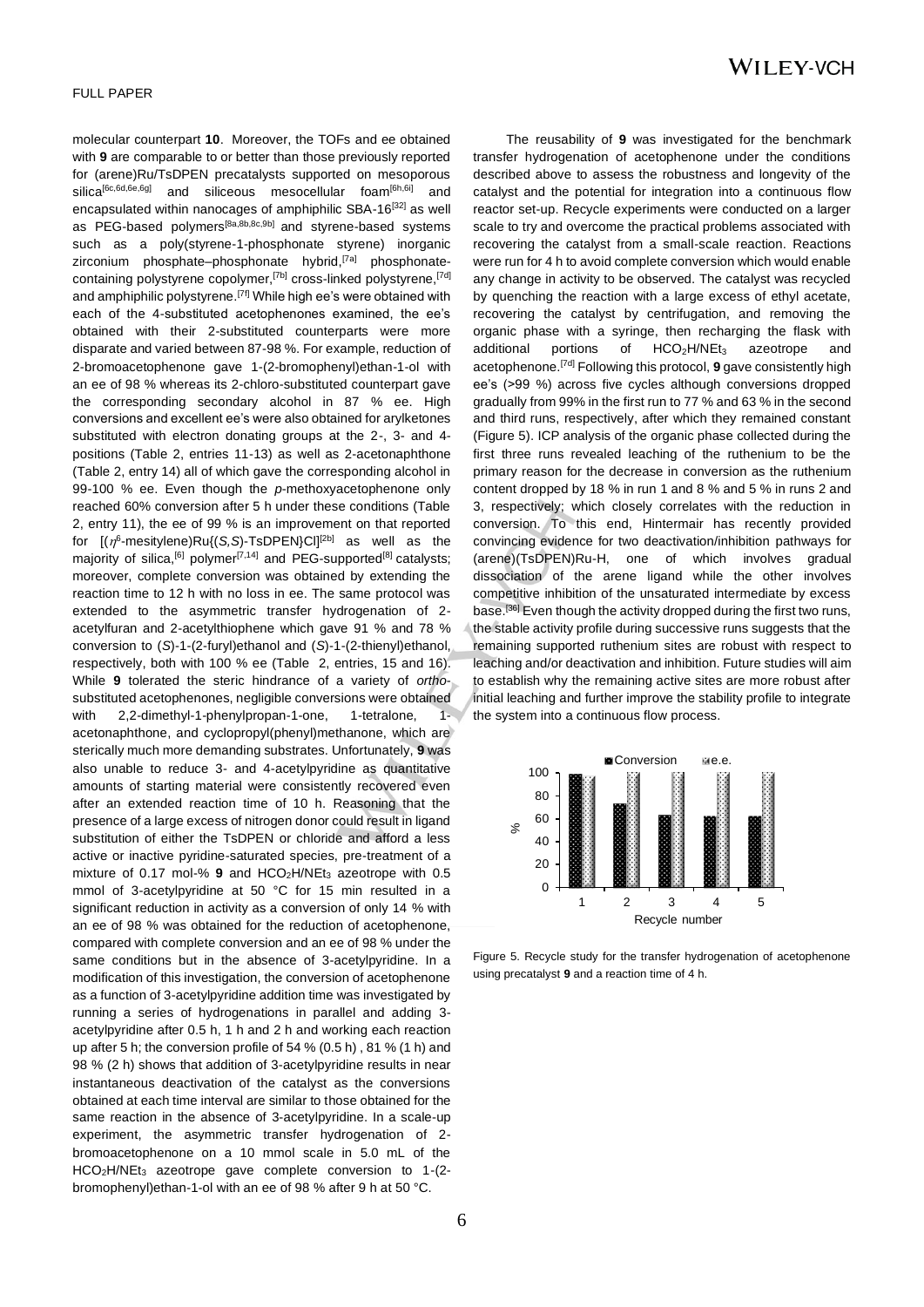molecular counterpart **10**. Moreover, the TOFs and ee obtained with **9** are comparable to or better than those previously reported for (arene)Ru/TsDPEN precatalysts supported on mesoporous silica[6c,6d,6e,6g] and siliceous mesocellular foam[6h,6i] and encapsulated within nanocages of amphiphilic SBA-16[32] as well as PEG-based polymers[8a,8b,8c,9b] and styrene-based systems such as a poly(styrene-1-phosphonate styrene) inorganic zirconium phosphate–phosphonate hybrid,[7a] phosphonate-containing polystyrene copolymer,[7b] cross-linked polystyrene,[7d] and amphiphilic polystyrene.[7f] While high ee's were obtained with each of the 4-substituted acetophenones examined, the ee's obtained with their 2-substituted counterparts were more disparate and varied between 87-98 %. For example, reduction of 2-bromoacetophenone gave 1-(2-bromophenyl)ethan-1-ol with an ee of 98 % whereas its 2-chloro-substituted counterpart gave the corresponding secondary alcohol in 87 % ee. High conversions and excellent ee's were also obtained for arylketones substituted with electron donating groups at the 2-, 3- and 4-positions (Table 2, entries 11-13) as well as 2-acetonaphthone (Table 2, entry 14) all of which gave the corresponding alcohol in 99-100 % ee. Even though the *p*-methoxyacetophenone only reached 60% conversion after 5 h under these conditions (Table 2, entry 11), the ee of 99 % is an improvement on that reported for [($\eta^6$-mesitylene)Ru{(*S,S*)-TsDPEN}Cl][2b] as well as the majority of silica,[6] polymer[7,14] and PEG-supported[8] catalysts; moreover, complete conversion was obtained by extending the reaction time to 12 h with no loss in ee. The same protocol was extended to the asymmetric transfer hydrogenation of 2-acetylfuran and 2-acetylthiophene which gave 91 % and 78 % conversion to (*S*)-1-(2-furyl)ethanol and (*S*)-1-(2-thienyl)ethanol, respectively, both with 100 % ee (Table 2, entries, 15 and 16). While **9** tolerated the steric hindrance of a variety of *ortho*-substituted acetophenones, negligible conversions were obtained with 2,2-dimethyl-1-phenylpropan-1-one, 1-tetralone, 1-acetonaphthone, and cyclopropyl(phenyl)methanone, which are sterically much more demanding substrates. Unfortunately, **9** was also unable to reduce 3- and 4-acetylpyridine as quantitative amounts of starting material were consistently recovered even after an extended reaction time of 10 h. Reasoning that the presence of a large excess of nitrogen donor could result in ligand substitution of either the TsDPEN or chloride and afford a less active or inactive pyridine-saturated species, pre-treatment of a mixture of 0.17 mol-% **9** and $HCO_2H/NEt_3$ azeotrope with 0.5 mmol of 3-acetylpyridine at 50 °C for 15 min resulted in a significant reduction in activity as a conversion of only 14 % with an ee of 98 % was obtained for the reduction of acetophenone, compared with complete conversion and an ee of 98 % under the same conditions but in the absence of 3-acetylpyridine. In a modification of this investigation, the conversion of acetophenone as a function of 3-acetylpyridine addition time was investigated by running a series of hydrogenations in parallel and adding 3-acetylpyridine after 0.5 h, 1 h and 2 h and working each reaction up after 5 h; the conversion profile of 54 % (0.5 h) , 81 % (1 h) and 98 % (2 h) shows that addition of 3-acetylpyridine results in near instantaneous deactivation of the catalyst as the conversions obtained at each time interval are similar to those obtained for the same reaction in the absence of 3-acetylpyridine. In a scale-up experiment, the asymmetric transfer hydrogenation of 2-bromoacetophenone on a 10 mmol scale in 5.0 mL of the $HCO_2H/NEt_3$ azeotrope gave complete conversion to 1-(2-bromophenyl)ethan-1-ol with an ee of 98 % after 9 h at 50 °C.

The reusability of **9** was investigated for the benchmark transfer hydrogenation of acetophenone under the conditions described above to assess the robustness and longevity of the catalyst and the potential for integration into a continuous flow reactor set-up. Recycle experiments were conducted on a larger scale to try and overcome the practical problems associated with recovering the catalyst from a small-scale reaction. Reactions were run for 4 h to avoid complete conversion which would enable any change in activity to be observed. The catalyst was recycled by quenching the reaction with a large excess of ethyl acetate, recovering the catalyst by centrifugation, and removing the organic phase with a syringe, then recharging the flask with additional portions of $HCO_2H/NEt_3$ azeotrope and acetophenone.[7d] Following this protocol, **9** gave consistently high ee's (>99 %) across five cycles although conversions dropped gradually from 99% in the first run to 77 % and 63 % in the second and third runs, respectively, after which they remained constant (Figure 5). ICP analysis of the organic phase collected during the first three runs revealed leaching of the ruthenium to be the primary reason for the decrease in conversion as the ruthenium content dropped by 18 % in run 1 and 8 % and 5 % in runs 2 and 3, respectively; which closely correlates with the reduction in conversion. To this end, Hintermair has recently provided convincing evidence for two deactivation/inhibition pathways for (arene)(TsDPEN)Ru-H, one of which involves gradual dissociation of the arene ligand while the other involves competitive inhibition of the unsaturated intermediate by excess base.[36] Even though the activity dropped during the first two runs, the stable activity profile during successive runs suggests that the remaining supported ruthenium sites are robust with respect to leaching and/or deactivation and inhibition. Future studies will aim to establish why the remaining active sites are more robust after initial leaching and further improve the stability profile to integrate the system into a continuous flow process.

Figure 5. Recycle study for the transfer hydrogenation of acetophenone using precatalyst **9** and a reaction time of 4 h.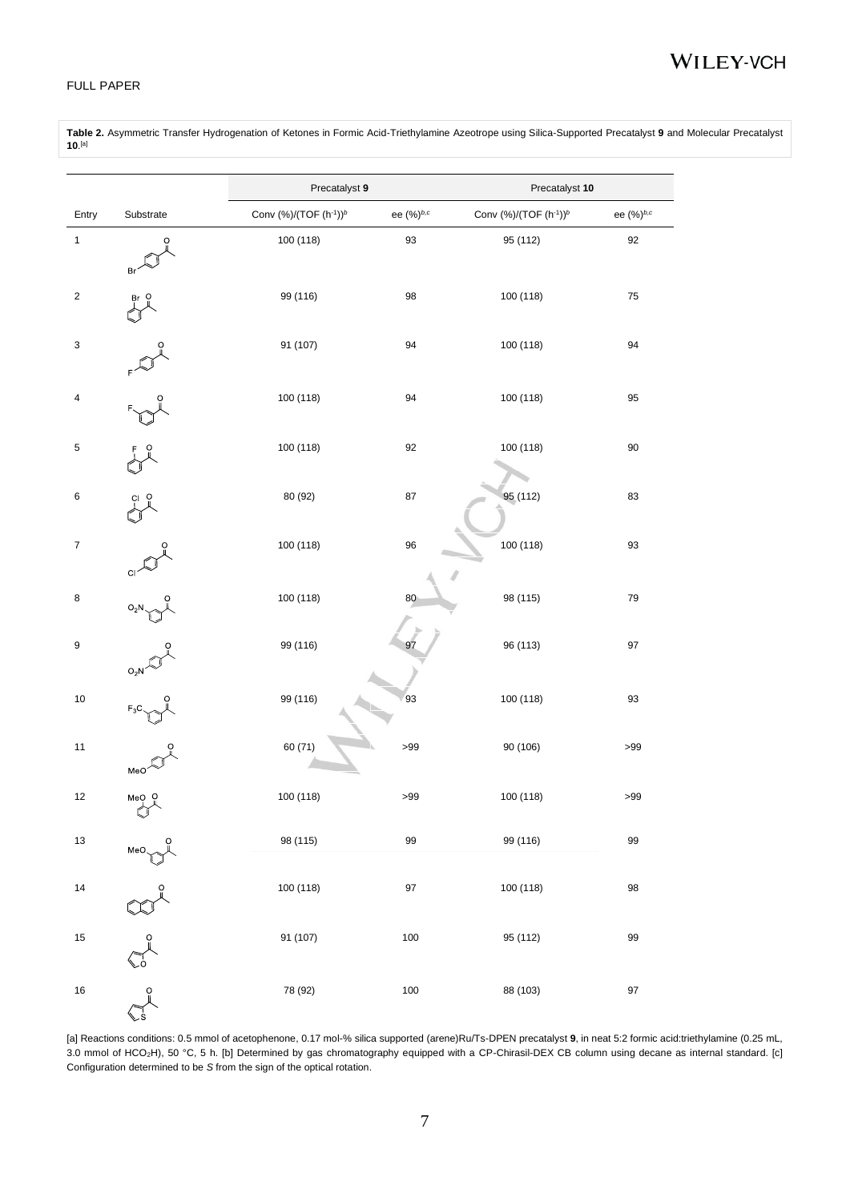**Table 2.** Asymmetric Transfer Hydrogenation of Ketones in Formic Acid-Triethylamine Azeotrope using Silica-Supported Precatalyst **9** and Molecular Precatalyst **10**.[a]

| | | Precatalyst **9** | | Precatalyst **10** | |
|---|---|---|---|---|---|
| Entry | Substrate | Conv (%)/(TOF ($h^{-1}$))[b] | ee (%)[b,c] | Conv (%)/(TOF ($h^{-1}$))[b] | ee (%)[b,c] |
| 1 | 4-bromoacetophenone | 100 (118) | 93 | 95 (112) | 92 |
| 2 | 2-bromoacetophenone | 99 (116) | 98 | 100 (118) | 75 |
| 3 | 4-fluoroacetophenone | 91 (107) | 94 | 100 (118) | 94 |
| 4 | 3-fluoroacetophenone | 100 (118) | 94 | 100 (118) | 95 |
| 5 | 2-fluoroacetophenone | 100 (118) | 92 | 100 (118) | 90 |
| 6 | 2-chloroacetophenone | 80 (92) | 87 | 95 (112) | 83 |
| 7 | 4-chloroacetophenone | 100 (118) | 96 | 100 (118) | 93 |
| 8 | 3-nitroacetophenone | 100 (118) | 80 | 98 (115) | 79 |
| 9 | 4-nitroacetophenone | 99 (116) | 97 | 96 (113) | 97 |
| 10 | 3-(trifluoromethyl)acetophenone | 99 (116) | 93 | 100 (118) | 93 |
| 11 | 4-methoxyacetophenone | 60 (71) | >99 | 90 (106) | >99 |
| 12 | 2-methoxyacetophenone | 100 (118) | >99 | 100 (118) | >99 |
| 13 | 3-methoxyacetophenone | 98 (115) | 99 | 99 (116) | 99 |
| 14 | 2-acetonaphthone | 100 (118) | 97 | 100 (118) | 98 |
| 15 | 2-acetylfuran | 91 (107) | 100 | 95 (112) | 99 |
| 16 | 2-acetylthiophene | 78 (92) | 100 | 88 (103) | 97 |

[a] Reactions conditions: 0.5 mmol of acetophenone, 0.17 mol-% silica supported (arene)Ru/Ts-DPEN precatalyst **9**, in neat 5:2 formic acid:triethylamine (0.25 mL, 3.0 mmol of $HCO_2H$), 50 °C, 5 h. [b] Determined by gas chromatography equipped with a CP-Chirasil-DEX CB column using decane as internal standard. [c] Configuration determined to be *S* from the sign of the optical rotation.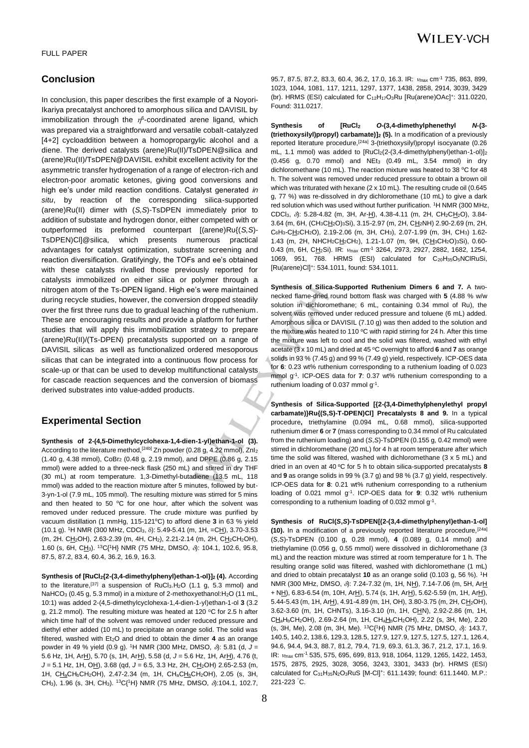## Conclusion

In conclusion, this paper describes the first example of a Noyori-Ikariya precatalyst anchored to amorphous silica and DAVISIL by immobilization through the $\eta^6$-coordinated arene ligand, which was prepared via a straightforward and versatile cobalt-catalyzed [4+2] cycloaddition between a homopropargylic alcohol and a diene. The derived catalysts (arene)Ru(II)/TsDPEN@silica and (arene)Ru(II)/TsDPEN@DAVISIL exhibit excellent activity for the asymmetric transfer hydrogenation of a range of electron-rich and electron-poor aromatic ketones, giving good conversions and high ee's under mild reaction conditions. Catalyst generated *in situ*, by reaction of the corresponding silica-supported (arene)Ru(II) dimer with (*S,S*)-TsDPEN immediately prior to addition of substate and hydrogen donor, either competed with or outperformed its preformed counterpart [(arene)Ru{(*S,S*)-TsDPEN)Cl]@silica, which presents numerous practical advantages for catalyst optimization, substrate screening and reaction diversification. Gratifyingly, the TOFs and ee's obtained with these catalysts rivalled those previously reported for catalysts immobilized on either silica or polymer through a nitrogen atom of the Ts-DPEN ligand. High ee's were maintained during recycle studies, however, the conversion dropped steadily over the first three runs due to gradual leaching of the ruthenium. These are encouraging results and provide a platform for further studies that will apply this immobilization strategy to prepare (arene)Ru(II)/(Ts-DPEN) precatalysts supported on a range of DAVISIL silicas as well as functionalized ordered mesoporous silicas that can be integrated into a continuous flow process for scale-up or that can be used to develop multifunctional catalysts for cascade reaction sequences and the conversion of biomass derived substrates into value-added products.

## Experimental Section

**Synthesis of 2-(4,5-Dimethylcyclohexa-1,4-dien-1-yl)ethan-1-ol (3).** According to the literature method,[24b] Zn powder (0.28 g, 4.22 mmol), $ZnI_2$ (1.40 g, 4.38 mmol), $CoBr_2$ (0.48 g, 2.19 mmol), and DPPE (0.86 g, 2.15 mmol) were added to a three-neck flask (250 mL) and stirred in dry THF (30 mL) at room temperature. 1,3-Dimethyl-butadiene (13.5 mL, 118 mmol) was added to the reaction mixture after 5 minutes, followed by but-3-yn-1-ol (7.9 mL, 105 mmol). The resulting mixture was stirred for 5 mins and then heated to 50 °C for one hour, after which the solvent was removed under reduced pressure. The crude mixture was purified by vacuum distillation (1 mmHg, 115-121°C) to afford diene **3** in 63 % yield (10.1 g). $^1$H NMR (300 MHz, $CDCl_3$, $\delta$): 5.49-5.41 (m, 1H, =CH), 3.70-3.53 (m, 2H. $CH_2$OH), 2.63-2.39 (m, 4H, $CH_2$), 2.21-2.14 (m, 2H, $CH_2CH_2$OH), 1.60 (s, 6H, $CH_3$). $^{13}$C{$^1$H} NMR (75 MHz, DMSO, $\delta$): 104.1, 102.6, 95.8, 87.5, 87.2, 83.4, 60.4, 36.2, 16.9, 16.3.

**Synthesis of [$RuCl_2${2-(3,4-dimethylphenyl)ethan-1-ol}]$_2$ (4).** According to the literature,[37] a suspension of $RuCl_3.H_2O$ (1.1 g, 5.3 mmol) and $NaHCO_3$ (0.45 g, 5.3 mmol) in a mixture of 2-methoxyethanol:$H_2O$ (11 mL, 10:1) was added 2-(4,5-dimethylcyclohexa-1,4-dien-1-yl)ethan-1-ol **3** (3.2 g, 21.2 mmol). The resulting mixture was heated at 120 °C for 2.5 h after which time half of the solvent was removed under reduced pressure and diethyl ether added (10 mL) to precipitate an orange solid. The solid was filtered, washed with $Et_2O$ and dried to obtain the dimer **4** as an orange powder in 49 % yield (0.9 g). $^1$H NMR (300 MHz, DMSO, $\delta$): 5.81 (d, $J$ = 5.6 Hz, 1H, ArH), 5.70 (s, 1H, ArH), 5.58 (d, $J$ = 5.6 Hz, 1H, ArH), 4.76 (t, $J$ = 5.1 Hz, 1H, OH), 3.68 (qd, $J$ = 6.5, 3.3 Hz, 2H, $CH_2$OH) 2.65-2.53 (m, 1H, $CH_aCH_bCH_2$OH), 2.47-2.34 (m, 1H, $CH_aCH_bCH_2$OH), 2.05 (s, 3H, $CH_3$), 1.96 (s, 3H, $CH_3$). $^{13}$C{$^1$H} NMR (75 MHz, DMSO, $\delta$):104.1, 102.7, 95.7, 87.5, 87.2, 83.3, 60.4, 36.2, 17.0, 16.3. IR: $\nu_{max}$ cm$^{-1}$ 735, 863, 899, 1023, 1044, 1081, 117, 1211, 1297, 1377, 1438, 2858, 2914, 3039, 3429 (br). HRMS (ESI) calculated for $C_{12}H_{17}O_3Ru$ [Ru(arene)OAc]$^+$: 311.0220, Found: 311.0217.

**Synthesis of [$RuCl_2$ *O*-(3,4-dimethylphenethyl *N*-(3-(triethoxysilyl)propyl) carbamate)]$_2$ (5).** In a modification of a previously reported literature procedure,[24a] 3-(triethoxysilyl)propyl isocyanate (0.26 mL, 1.1 mmol) was added to [$RuCl_2$(2-(3,4-dimethylphenyl)ethan-1-ol)]$_2$ (0.456 g, 0.70 mmol) and $NEt_3$ (0.49 mL, 3.54 mmol) in dry dichloromethane (10 mL). The reaction mixture was heated to 38 °C for 48 h. The solvent was removed under reduced pressure to obtain a brown oil which was triturated with hexane (2 x 10 mL). The resulting crude oil (0.645 g, 77 %) was re-dissolved in dry dichloromethane (10 mL) to give a dark red solution which was used without further purification. $^1$H NMR (300 MHz, $CDCl_3$, $\delta$): 5.28-4.82 (m, 3H, Ar-H), 4.38-4.11 (m, 2H, $CH_2CH_2$O), 3.84-3.64 (m, 6H, $(CH_3CH_2O)_3$Si), 3.15-2.97 (m, 2H, $CH_2$NH) 2.90-2.69 (m, 2H, $C_6H_3$-$CH_2CH_2$O), 2.19-2.06 (m, 3H, $CH_3$), 2.07-1.99 (m, 3H, $CH_3$) 1.62-1.43 (m, 2H, $NHCH_2CH_2CH_2$), 1.21-1.07 (m, 9H, $(CH_3CH_2O)_3$Si), 0.60-0.43 (m, 6H, $CH_2$Si). IR: $\nu_{max}$ cm$^{-1}$ 3264, 2973, 2927, 2882, 1682, 1254, 1069, 951, 768. HRMS (ESI) calculated for $C_{20}H_{35}O_5NClRuSi$, [Ru(arene)Cl]$^+$: 534.1011, found: 534.1011.

**Synthesis of Silica-Supported Ruthenium Dimers 6 and 7.** A two-necked flame-dried round bottom flask was charged with **5** (4.88 % w/w solution in dichloromethane; 6 mL, containing 0.34 mmol of Ru), the solvent was removed under reduced pressure and toluene (6 mL) added. Amorphous silica or DAVISIL (7.10 g) was then added to the solution and the mixture was heated to 110 °C with rapid stirring for 24 h. After this time the mixture was left to cool and the solid was filtered, washed with ethyl acetate (3 x 10 mL) and dried at 45 °C overnight to afford **6** and **7** as orange solids in 93 % (7.45 g) and 99 % (7.49 g) yield, respectively. ICP-OES data for **6**: 0.23 wt% ruthenium corresponding to a ruthenium loading of 0.023 mmol g$^{-1}$. ICP-OES data for **7**: 0.37 wt% ruthenium corresponding to a ruthenium loading of 0.037 mmol g$^{-1}$.

**Synthesis of Silica-Supported [{2-(3,4-Dimethylphenylethyl propyl carbamate)}Ru{(S,S)-T-DPEN)Cl] Precatalysts 8 and 9.** In a typical procedure**,** triethylamine (0.094 mL, 0.68 mmol), silica-supported ruthenium dimer **6** or **7** (mass corresponding to 0.34 mmol of Ru calculated from the ruthenium loading) and (*S,S*)-TsDPEN (0.155 g, 0.42 mmol) were stirred in dichloromethane (20 mL) for 4 h at room temperature after which time the solid was filtered, washed with dichloromethane (3 x 5 mL) and dried in an oven at 40 °C for 5 h to obtain silica-supported precatalysts **8** and **9** as orange solids in 99 % (3.7 g) and 98 % (3.7 g) yield, respectively. ICP-OES data for **8**: 0.21 wt% ruthenium corresponding to a ruthenium loading of 0.021 mmol g$^{-1}$. ICP-OES data for **9**: 0.32 wt% ruthenium corresponding to a ruthenium loading of 0.032 mmol g$^{-1}$.

**Synthesis of RuCl(*S,S*)-TsDPEN[(2-(3,4-dimethylphenyl)ethan-1-ol] (10).** In a modification of a previously reported literature procedure,[24a] (*S,S*)-TsDPEN (0.100 g, 0.28 mmol), **4** (0.089 g, 0.14 mmol) and triethylamine (0.056 g, 0.55 mmol) were dissolved in dichloromethane (3 mL) and the reaction mixture was stirred at room temperature for 1 h. The resulting orange solid was filtered, washed with dichloromethane (1 mL) and dried to obtain precatalyst **10** as an orange solid (0.103 g, 56 %). $^1$H NMR (300 MHz, DMSO, $\delta$): 7.24-7.32 (m, 1H, NH), 7.14-7.06 (m, 5H, ArH + NH), 6.83-6.54 (m, 10H, ArH), 5.74 (s, 1H, ArH), 5.62-5.59 (m, 1H, ArH), 5.44-5.43 (m, 1H, ArH), 4.91-4.89 (m, 1H, OH), 3.80-3.75 (m, 2H, $CH_2$OH), 3.62-3.60 (m, 1H, CHNTs), 3.16-3.10 (m, 1H, CHN), 2.92-2.86 (m, 1H, $CH_aH_bCH_2$OH), 2.69-2.64 (m, 1H, $CH_aH_bCH_2$OH), 2.22 (s, 3H, Me), 2.20 (s, 3H, Me), 2.08 (m, 3H, Me). $^{13}$C{$^1$H} NMR (75 MHz, DMSO, $\delta$): 143.7, 140.5, 140.2, 138.6, 129.3, 128.5, 127.9, 127.9, 127.5, 127.5, 127.1, 126.4, 94.6, 94.4, 94.3, 88.7, 81.2, 79.4, 71.9, 69.3, 61.3, 36.7, 21.2, 17.1, 16.9. IR: $\nu_{max}$ cm$^{-1}$ 535, 575, 695, 699, 813, 918, 1064, 1129, 1265, 1422, 1453, 1575, 2875, 2925, 3028, 3056, 3243, 3301, 3433 (br). HRMS (ESI) calculated for $C_{31}H_{35}N_2O_3RuS$ [M-Cl]$^+$: 611.1439; found: 611.1440. M.P.: 221-223 °C.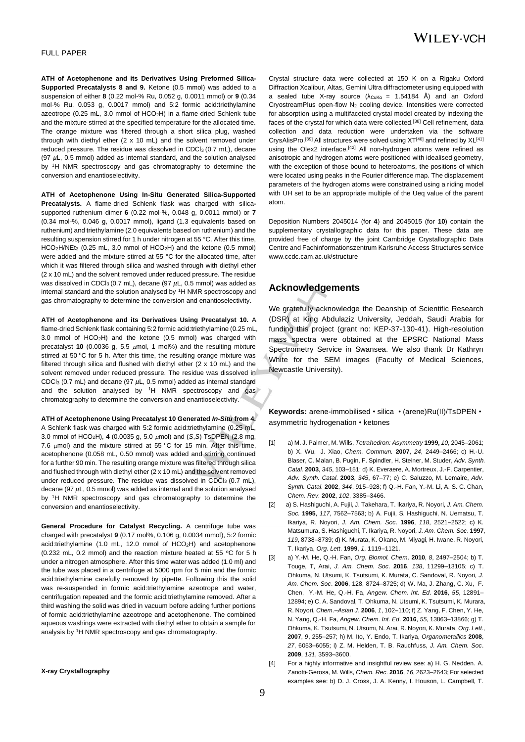**ATH of Acetophenone and its Derivatives Using Preformed Silica-Supported Precatalysts 8 and 9.** Ketone (0.5 mmol) was added to a suspension of either **8** (0.22 mol-% Ru, 0.052 g, 0.0011 mmol) or **9** (0.34 mol-% Ru, 0.053 g, 0.0017 mmol) and 5:2 formic acid:triethylamine azeotrope (0.25 mL, 3.0 mmol of $HCO_2H$) in a flame-dried Schlenk tube and the mixture stirred at the specified temperature for the allocated time. The orange mixture was filtered through a short silica plug, washed through with diethyl ether (2 x 10 mL) and the solvent removed under reduced pressure. The residue was dissolved in $CDCl_3$ (0.7 mL), decane (97 $\mu$L, 0.5 mmol) added as internal standard, and the solution analysed by $^1$H NMR spectroscopy and gas chromatography to determine the conversion and enantioselectivity.

**ATH of Acetophenone Using In-Situ Generated Silica-Supported Precatalysts.** A flame-dried Schlenk flask was charged with silica-supported ruthenium dimer **6** (0.22 mol-%, 0.048 g, 0.0011 mmol) or **7** (0.34 mol-%, 0.046 g, 0.0017 mmol), ligand (1.3 equivalents based on ruthenium) and triethylamine (2.0 equivalents based on ruthenium) and the resulting suspension stirred for 1 h under nitrogen at 55 °C. After this time, $HCO_2H/NEt_3$ (0.25 mL, 3.0 mmol of $HCO_2H$) and the ketone (0.5 mmol) were added and the mixture stirred at 55 °C for the allocated time, after which it was filtered through silica and washed through with diethyl ether (2 x 10 mL) and the solvent removed under reduced pressure. The residue was dissolved in $CDCl_3$ (0.7 mL), decane (97 $\mu$L, 0.5 mmol) was added as internal standard and the solution analysed by $^1$H NMR spectroscopy and gas chromatography to determine the conversion and enantioselectivity.

**ATH of Acetophenone and its Derivatives Using Precatalyst 10.** A flame-dried Schlenk flask containing 5:2 formic acid:triethylamine (0.25 mL, 3.0 mmol of $HCO_2H$) and the ketone (0.5 mmol) was charged with precatalyst **10** (0.0036 g, 5.5 $\mu$mol, 1 mol%) and the resulting mixture stirred at 50 °C for 5 h. After this time, the resulting orange mixture was filtered through silica and flushed with diethyl ether (2 x 10 mL) and the solvent removed under reduced pressure. The residue was dissolved in $CDCl_3$ (0.7 mL) and decane (97 $\mu$L, 0.5 mmol) added as internal standard and the solution analysed by $^1$H NMR spectroscopy and gas chromatography to determine the conversion and enantioselectivity.

**ATH of Acetophenone Using Precatalyst 10 Generated *In-Situ* from 4.** A Schlenk flask was charged with 5:2 formic acid:triethylamine (0.25 mL, 3.0 mmol of $HCO_2H$), **4** (0.0035 g, 5.0 $\mu$mol) and (*S*,*S*)-TsDPEN (2.8 mg, 7.6 $\mu$mol) and the mixture stirred at 55 °C for 15 min. After this time, acetophenone (0.058 mL, 0.50 mmol) was added and stirring continued for a further 90 min. The resulting orange mixture was filtered through silica and flushed through with diethyl ether (2 x 10 mL) and the solvent removed under reduced pressure. The residue was dissolved in $CDCl_3$ (0.7 mL), decane (97 $\mu$L, 0.5 mmol) was added as internal and the solution analysed by $^1$H NMR spectroscopy and gas chromatography to determine the conversion and enantioselectivity.

**General Procedure for Catalyst Recycling.** A centrifuge tube was charged with precatalyst **9** (0.17 mol%, 0.106 g, 0.0034 mmol), 5:2 formic acid:triethylamine (1.0 mL, 12.0 mmol of $HCO_2H$) and acetophenone (0.232 mL, 0.2 mmol) and the reaction mixture heated at 55 °C for 5 h under a nitrogen atmosphere. After this time water was added (1.0 ml) and the tube was placed in a centrifuge at 5000 rpm for 5 min and the formic acid:triethylamine carefully removed by pipette. Following this the solid was re-suspended in formic acid:triethylamine azeotrope and water, centrifugation repeated and the formic acid:triethylamine removed. After a third washing the solid was dried in vacuum before adding further portions of formic acid:triethylamine azeotrope and acetophenone. The combined aqueous washings were extracted with diethyl ether to obtain a sample for analysis by $^1$H NMR spectroscopy and gas chromatography.

**X-ray Crystallography**

Crystal structure data were collected at 150 K on a Rigaku Oxford Diffraction Xcalibur, Altas, Gemini Ultra diffractometer using equipped with a sealed tube X-ray source ($\lambda_{CuK\alpha}$ = 1.54184 Å) and an Oxford CryostreamPlus open-flow $N_2$ cooling device. Intensities were corrected for absorption using a multifaceted crystal model created by indexing the faces of the crystal for which data were collected.[38] Cell refinement, data collection and data reduction were undertaken via the software CrysAlisPro.[39] All structures were solved using XT[40] and refined by XL[41] using the Olex2 interface.[42] All non-hydrogen atoms were refined as anisotropic and hydrogen atoms were positioned with idealised geometry, with the exception of those bound to heteroatoms, the positions of which were located using peaks in the Fourier difference map. The displacement parameters of the hydrogen atoms were constrained using a riding model with UH set to be an appropriate multiple of the Ueq value of the parent atom.

Deposition Numbers 2045014 (for **4**) and 2045015 (for **10**) contain the supplementary crystallographic data for this paper. These data are provided free of charge by the joint Cambridge Crystallographic Data Centre and Fachinformationszentrum Karlsruhe Access Structures service www.ccdc.cam.ac.uk/structure

## Acknowledgements

We gratefully acknowledge the Deanship of Scientific Research (DSR) at King Abdulaziz University, Jeddah, Saudi Arabia for funding this project (grant no: KEP-37-130-41). High-resolution mass spectra were obtained at the EPSRC National Mass Spectrometry Service in Swansea. We also thank Dr Kathryn White for the SEM images (Faculty of Medical Sciences, Newcastle University).

**Keywords:** arene-immobilised • silica • (arene)Ru(II)/TsDPEN • asymmetric hydrogenation • ketones

[1] a) M. J. Palmer, M. Wills, *Tetrahedron: Asymmetry* **1999,** *10*, 2045–2061; b) X. Wu, J. Xiao, *Chem. Commun.* **2007**, *24*, 2449–2466; c) H.-U. Blaser, C. Malan, B. Pugin, F. Spindler, H. Steiner, M. Studer, *Adv. Synth. Catal.* **2003**, *345*, 103–151; d) K. Everaere, A. Mortreux, J.-F. Carpentier, *Adv. Synth. Catal.* **2003**, *345*, 67–77; e) C. Saluzzo, M. Lemaire, *Adv. Synth. Catal.* **2002**, *344*, 915–928; f) Q.-H. Fan, Y.-M. Li, A. S. C. Chan, *Chem. Rev.* **2002**, *102*, 3385–3466.

[2] a) S. Hashiguchi, A. Fujii, J. Takehara, T. Ikariya, R. Noyori, *J. Am. Chem. Soc.* **1995**, *117*, 7562–7563; b) A. Fujii, S. Hashiguchi, N. Uematsu, T. Ikariya, R. Noyori, *J. Am. Chem. Soc*. **1996**, *118*, 2521–2522; c) K. Matsumura, S. Hashiguchi, T. Ikariya, R. Noyori, *J. Am. Chem. Soc*. **1997**, *119*, 8738–8739; d) K. Murata, K. Okano, M. Miyagi, H. Iwane, R. Noyori, T. Ikariya, *Org. Lett*. **1999**, *1*, 1119–1121.

[3] a) Y.-M. He, Q.-H. Fan, *Org. Biomol. Chem*. **2010**, *8*, 2497–2504; b) T. Touge, T, Arai, *J. Am. Chem. Soc*. **2016**, *138*, 11299–13105; c) T. Ohkuma, N. Utsumi, K. Tsutsumi, K. Murata, C. Sandoval, R. Noyori, *J. Am. Chem. Soc*. **2006**, 128, 8724–8725; d) W. Ma, J. Zhang, C. Xu, F. Chen, Y.-M. He, Q.-H. Fa, *Angew. Chem. Int. Ed*. **2016**, *55*, 12891–12894; e) C. A. Sandoval, T. Ohkuma, N. Utsumi, K. Tsutsumi, K. Murara, R. Noyori, *Chem.–Asian J*. **2006**, *1*, 102–110; f) Z. Yang, F. Chen, Y. He, N. Yang, Q.-H. Fa, *Angew. Chem. Int. Ed*. **2016**, *55*, 13863–13866; g) T. Ohkuma, K. Tsutsumi, N. Utsumi, N. Arai, R. Noyori, K. Murata, *Org. Lett.,* **2007**, *9*, 255–257; h) M. Ito, Y. Endo, T. Ikariya, *Organometallics* **2008**, *27*, 6053–6055; i) Z. M. Heiden, T. B. Rauchfuss, *J. Am. Chem. Soc*. **2009**, *131*, 3593–3600.

[4] For a highly informative and insightful review see: a) H. G. Nedden. A. Zanotti-Gerosa, M. Wills, *Chem. Rec.* **2016**, *16*, 2623–2643; For selected examples see: b) D. J. Cross, J. A. Kenny, I. Houson, L. Campbell, T.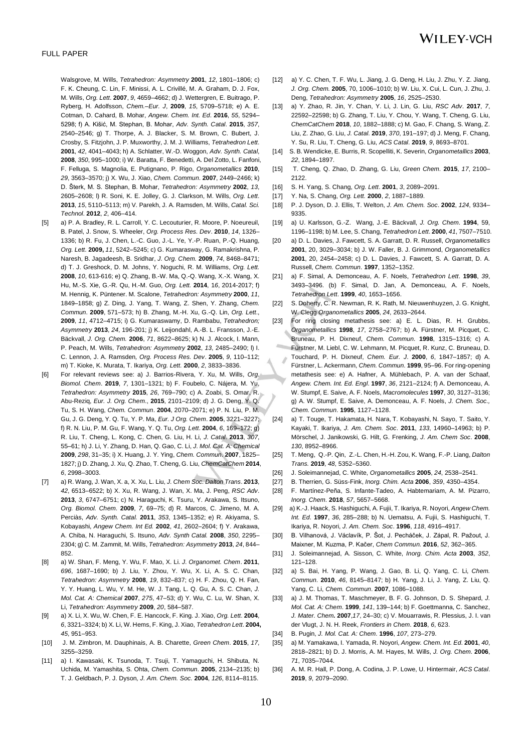Walsgrove, M. Wills, *Tetrahedron: Asymmetry* **2001**, *12*, 1801–1806; c) F. K. Cheung, C. Lin, F. Minissi, A. L. Crivillé, M. A. Graham, D. J. Fox, M. Wills, *Org. Lett*. **2007**, *9*, 4659–4662; d) J. Wettergren, E. Buitrago, P. Ryberg, H. Adolfsson, *Chem.–Eur. J*, **2009**, *15*, 5709–5718; e) A. E. Cotman, D. Cahard, B. Mohar, *Angew. Chem. Int. Ed*. **2016**, *55*, 5294–5298; f) A. Kišić, M. Stephan, B. Mohar, *Adv. Synth. Catal*. **2015**, *357*, 2540–2546; g) T. Thorpe, A. J. Blacker, S. M. Brown, C. Bubert, J. Crosby, S. Fitzjohn, J. P. Muxworthy, J. M. J. Williams, *Tetrahedron Lett*. **2001**, *42*, 4041–4043; h) A. Schlatter, W.-D. Woggon, *Adv. Synth. Catal*, **2008**, *350*, 995–1000; i) W. Baratta, F. Benedetti, A. Del Zotto, L. Fanfoni, F. Felluga, S. Magnolia, E. Putignano, P. Rigo, *Organometallics* **2010**, *29*, 3563–3570; j) X. Wu, J. Xiao, *Chem. Commun*. **2007**, 2449–2466; k) D. Šterk, M. S. Stephan, B. Mohar, *Tetrahedron: Asymmetry* **2002**, *13*, 2605–2608; l) R. Soni, K. E. Jolley, G. J. Clarkson, M. Wills, *Org. Lett*. **2013**, *15*, 5110–5113; m) V. Parekh, J. A. Ramsden, M. Wills, *Catal. Sci. Technol*. **2012**, *2*, 406–414.

[5] a) P. A. Bradley, R. L. Carroll, Y. C. Lecouturier, R. Moore, P. Noeureuil, B. Patel, J. Snow, S. Wheeler, *Org. Process Res. Dev*. **2010**, *14*, 1326–1336; b) R. Fu, J. Chen, L.-C. Guo, J.-L. Ye, Y.-P. Ruan, P.-Q. Huang, *Org. Lett*. **2009,** *11*, 5242–5245; c) G. Kumaraswamy, G. Ramakrishna, P. Naresh, B. Jagadeesh, B. Sridhar, *J. Org. Chem.* **2009**, *74*, 8468–8471; d) T. J. Greshock, D. M. Johns, Y. Noguchi, R. M. Williams, *Org. Lett*. **2008**, *10*, 613-616; e) Q. Zhang, B.-W. Ma, Q.-Q. Wang, X.-X. Wang, X. Hu, M.-S. Xie, G.-R. Qu, H.-M. Guo, *Org. Lett.* **2014**, *16*, 2014-2017; f) M. Hennig, K. Püntener. M. Scalone, *Tetrahedron: Asymmetry* **2000**, *11*, 1849–1858; g) Z. Ding, J. Yang, T. Wang, Z. Shen, Y. Zhang, *Chem. Commun*. **2009**, 571–573; h) B. Zhang, M.-H. Xu, G.-Q. Lin, *Org. Lett*., **2009**, *11*, 4712–4715; i) G. Kumaraswamy, D. Rambabu, *Tetrahedron; Asymmetry* **2013**, *24*, 196-201; j) K. Leijondahl, A.-B. L. Fransson, J.-E. Bäckvall, *J. Org. Chem.* **2006**, *71*, 8622–8625; k) N. J. Alcock, I. Mann, P. Peach, M. Wills, *Tetrahedron: Asymmetry* **2002**, *13*, 2485–2490; l) I. C. Lennon, J. A. Ramsden, *Org. Process Res. Dev*. **2005**, *9*, 110–112; m) T. Kioke, K. Murata, T. Ikariya, *Org. Lett.* **2000**, *2*, 3833–3836.

[6] For relevant reviews see: a) J. Barrios-Rivera, Y. Xu, M. Wills, *Org. Biomol. Chem*. **2019**, *7*, 1301–1321; b) F. Foubelo, C. Nájera, M. Yu, *Tetrahedron: Asymmetry* **2015**, *26*, 769–790; c) A. Zoabi, S. Omar, R. Abu-Reziq, *Eur. J. Org. Chem*., **2015**, 2101–2109; d) J. G. Deng, Y. Q. Tu, S. H. Wang, *Chem. Commun*. **2004**, 2070–2071; e) P. N. Liu, P. M. Gu, J. G. Deng, Y. Q. Tu, Y. P. Ma, *Eur. J Org. Chem*. **2005**, 3221–3227; f) R. N. Liu, P. M. Gu, F. Wang, Y. Q. Tu, *Org. Lett*. **2004**, *6*, 169–172; g) R. Liu, T. Cheng, L. Kong, C. Chen, G. Liu, H. Li, *J. Catal*. **2013**, *307*, 55–61; h) J. Li, Y. Zhang, D. Han, Q. Gao, C. Li, *J. Mol. Cat. A: Chemical* **2009**, *298*, 31–35; i) X. Huang, J. Y. Ying, *Chem. Commun*. **2007**, 1825–1827; j) D. Zhang, J. Xu, Q. Zhao, T. Cheng, G. Liu, *ChemCatChem* **2014**, *6*, 2998–3003.

[7] a) R. Wang, J. Wan, X. a, X. Xu, L. Liu, *J. Chem Soc. Dalton Trans*. **2013**, *42*, 6513–6522; b) X. Xu, R. Wang, J. Wan, X. Ma, J. Peng, *RSC Adv*. **2013**, *3*, 6747–6751; c) N. Haraguchi, K. Tsuru, Y. Arakawa, S. Itsuno, *Org. Biomol. Chem*. **2009**, *7*, 69–75; d) R. Marcos, C. Jimeno, M. A. Pericàs, *Adv. Synth. Catal.* **2011**, *353*, 1345–1352; e) R. Akiyama, S. Kobayashi, *Angew Chem. Int Ed.* **2002**, *41*, 2602–2604; f) Y. Arakawa, A. Chiba, N. Haraguchi, S. Itsuno, *Adv. Synth. Catal.* **2008**, *350*, 2295–2304; g) C. M. Zammit, M. Wills, *Tetrahedron: Asymmetry* **2013**, *24*, 844–852.

[8] a) W. Shan, F. Meng, Y. Wu, F. Mao, X. Li. *J. Organomet. Chem*. **2011**, *696*, 1687–1690; b) J. Liu, Y. Zhou, Y. Wu, X. Li, A. S. C. Chan, *Tetrahedron: Asymmetry* **2008**, *19*, 832–837; c) H. F. Zhou, Q. H. Fan, Y. Y. Huang, L. Wu, Y. M. He, W. J. Tang, L. Q. Gu, A. S. C. Chan, *J. Mol. Cat. A: Chemical* **2007**, *275*, 47–53; d) Y. Wu, C. Lu, W. Shan, X. Li, *Tetrahedron: Asymmetry* **2009**, *20*, 584–587.

[9] a) X. Li, X. Wu, W. Chen, F. E. Hancock, F. King. J. Xiao, *Org. Lett*. **2004**, *6*, 3321–3324; b) X. Li, W. Hems, F. King, J. Xiao, *Tetrahedron Lett*. **2004,** *45*, 951–953.

[10] J. M. Zimbron, M. Dauphinais, A. B. Charette, *Green Chem*. **2015**, *17*, 3255–3259.

[11] a) I. Kawasaki, K. Tsunoda, T. Tsuji, T. Yamaguchi, H. Shibuta, N. Uchida, M. Yamashita, S. Ohta, *Chem. Commun*. **2005**, 2134–2135; b) T. J. Geldbach, P. J. Dyson*, J. Am. Chem. Soc.* **2004**, *126*, 8114–8115.

[12] a) Y. C. Chen, T. F. Wu, L. Jiang, J. G. Deng, H. Liu, J. Zhu, Y. Z. Jiang, *J. Org. Chem.* **2005**, 70, 1006–1010; b) W. Liu, X. Cui, L. Cun, J. Zhu, J. Deng, *Tetrahedron: Asymmetry* **2005**, *16*, 2525–2530.

[13] a) Y. Zhao, R. Jin, Y. Chan, Y. Li, J. Lin, G. Liu, *RSC Adv*. **2017**, *7*, 22592–22598; b) G. Zhang, T. Liu, Y. Chou, Y. Wang, T. Cheng, G. Liu, *ChemCatChem* **2018**, *10*, 1882–1888; c) M. Gao, F. Chang, S. Wang, Z. Liu, Z. Zhao, G. Liu, *J. Catal*. **2019**, *370*, 191–197; d) J. Meng, F. Chang, Y. Su, R. Liu, T. Cheng, G. Liu, *ACS Catal*. **2019**, *9*, 8693–8701.

[14] S. B. Wendicke, E. Burris, R. Scopelliti, K. Severin, *Organometallics* **2003**, *22*, 1894–1897.

[15] T. Cheng, Q. Zhao, D. Zhang, G. Liu, *Green Chem*. **2015**, *17*, 2100–2122.

[16] S. H. Yang, S. Chang, *Org. Lett*. **2001**, *3*, 2089–2091.

[17] Y. Na, S. Chang, *Org. Lett.* **2000**, *2*, 1887–1889.

[18] P. J. Dyson, D. J. Ellis, T. Welton, *J. Am. Chem. Soc*. **2002**, *124*, 9334–9335.

[19] a) U. Karlsson, G.-Z. Wang, J.-E. Bäckvall, *J. Org. Chem.* **1994**, 59, 1196–1198; b) M. Lee, S. Chang, *Tetrahedron Lett*. **2000**, *41*, 7507–7510.

[20] a) D. L. Davies, J. Fawcett, S. A. Garratt, D. R. Russell, *Organometallics* **2001**, 20, 3029–3034; b) J. W. Faller, B. J. Grimmond, *Organometallics* **2001**, 20, 2454–2458; c) D. L. Davies, J. Fawcett, S. A. Garratt, D. A. Russell, *Chem. Commun*. **1997**, 1352–1352.

[21] a) F. Simal, A. Demonceau, A. F. Noels, *Tetrahedron Lett*. **1998**, *39*, 3493–3496. (b) F. Simal, D. Jan, A. Demonceau, A. F. Noels, *Tetrahedron Lett*. **1999**, *40*, 1653–1656.

[22] S. Doherty, C. R. Newman, R. K. Rath, M. Nieuwenhuyzen, J. G. Knight, W. Clegg *Organometallics* **2005**, *24*, 2633–2644.

[23] For ring closing metathesis see: a) E. L. Dias, R. H. Grubbs, *Organometallics* **1998**, *17*, 2758–2767; b) A. Fürstner, M. Picquet, C. Bruneau, P. H. Dixneuf, *Chem. Commun*. **1998**, 1315–1316; c) A. Fürstner, M. Liebl, C. W. Lehmann, M. Picquet, R. Kunz, C. Bruneau, D. Touchard, P. H. Dixneuf, *Chem. Eur. J*. **2000**, *6*, 1847–1857; d) A. Fürstner, L. Ackermann, *Chem. Commun*. **1999**, 95–96. For ring-opening metathesis see: e) A. Hafner, A. Mühlebach, P. A. van der Schaaf, *Angew. Chem. Int. Ed. Engl*. **1997**, *36*, 2121–2124; f) A. Demonceau, A. W. Stumpf, E. Saive, A. F. Noels, *Macromolecules* **1997**, *30*, 3127–3136; g) A. W. Stumpf, E. Saive, A. Demonceau, A. F. Noels, *J. Chem. Soc., Chem. Commun.* **1995**, 1127–1128.

[24] a) T. Touge, T. Hakamata, H. Nara, T. Kobayashi, N. Sayo, T. Saito, Y. Kayaki, T. Ikariya, *J. Am. Chem. Soc*. **2011**, *133*, 14960–14963; b) P. Mörschel, J. Janikowski, G. Hilt, G. Frenking, *J. Am. Chem Soc*. **2008**, *130*, 8952–8966.

[25] T. Meng, Q.-P. Qin, Z.-L. Chen, H.-H. Zou, K. Wang, F.-P. Liang, *Dalton Trans.* **2019**, *48*, 5352–5360.

[26] J. Soleimannejad, C. White, *Organometallics* **2005**, *24*, 2538–2541.

[27] B. Therrien, G. Süss-Fink, *Inorg. Chim. Acta* **2006**, *359*, 4350–4354.

[28] F. Martínez-Peña, S. Infante-Tadeo, A. Habtemariam, A. M. Pizarro, *Inorg. Chem*. **2018**, *57*, 5657–5668.

[29] a) K.-J. Haack, S. Hashiguchi, A. Fujii, T. Ikariya, R. Noyori, *Angew Chem. Int. Ed*. **1997**, *36*, 285–288; b) N. Uematsu, A. Fujii, S. Hashiguchi, T. Ikariya, R. Noyori, *J. Am. Chem. Soc*. **1996**, *118*, 4916–4917.

[30] B. Vilhanová, J. Václavík, P. Šot, J. Pecháček, J. Zápal, R. Pažout, J. Maixner, M. Kuzma, P. Kačer, *Chem Commun*. **2016**, *52*, 362–365.

[31] J. Soleimannejad, A. Sisson, C. White, *Inorg. Chim. Acta* **2003**, *352*, 121–128.

[32] a) S. Bai, H. Yang, P. Wang, J. Gao, B. Li, Q. Yang, C. Li, *Chem. Commun*. **2010**, *46*, 8145–8147; b) H. Yang, J. Li, J. Yang, Z. Liu, Q. Yang, C. Li, *Chem. Commun*. **2007**, 1086–1088.

[33] a) J. M. Thomas, T. Maschmeyer, B. F. G. Johnson, D. S. Shepard, *J. Mol. Cat. A: Chem*. **1999**, *141*, 139–144; b) F. Goettmanna, C. Sanchez, *J. Mater. Chem***. 2007**,*17*, 24–30; c) V. Mouarrawis, R. Plessius, J. I. van der Vlugt, J. N. H. Reek, *Frontiers in Chem*. **2018**, *6*, 623.

[34] B. Pugin, *J. Mol. Cat. A: Chem*. **1996**, *107*, 273–279.

[35] a) M. Yamakawa, I. Yamada, R. Noyori, *Angew. Chem. Int. Ed*. **2001**, *40*, 2818–2821; b) D. J. Morris, A. M. Hayes, M. Wills, *J. Org. Chem*. **2006**, *71*, 7035–7044.

[36] A. M. R. Hall, P. Dong, A. Codina, J. P. Lowe, U. Hintermair, *ACS Catal*. **2019**, *9*, 2079–2090.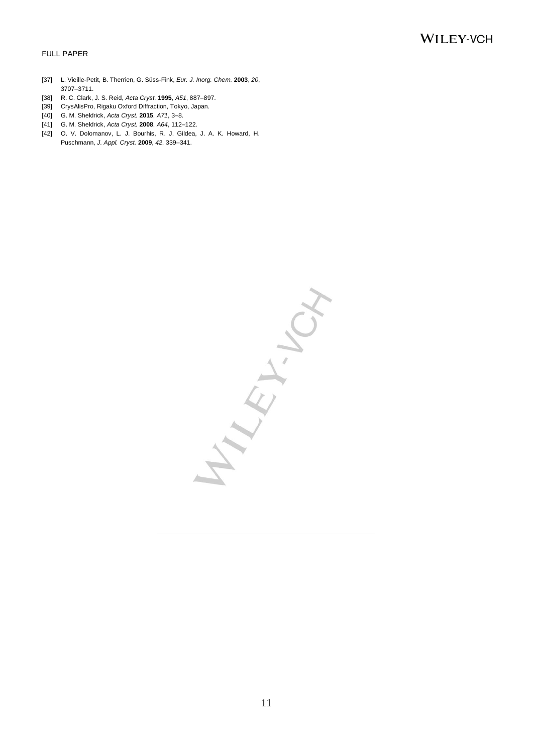[37] L. Vieille-Petit, B. Therrien, G. Süss-Fink, *Eur. J. Inorg. Chem.* **2003**, *20*, 3707–3711.

[38] R. C. Clark, J. S. Reid, *Acta Cryst.* **1995**, *A51*, 887–897.

[39] CrysAlisPro, Rigaku Oxford Diffraction, Tokyo, Japan.

[40] G. M. Sheldrick, *Acta Cryst.* **2015**, *A71*, 3–8.

[41] G. M. Sheldrick, *Acta Cryst.* **2008**, *A64*, 112–122.

[42] O. V. Dolomanov, L. J. Bourhis, R. J. Gildea, J. A. K. Howard, H. Puschmann, *J. Appl. Cryst.* **2009**, *42*, 339–341.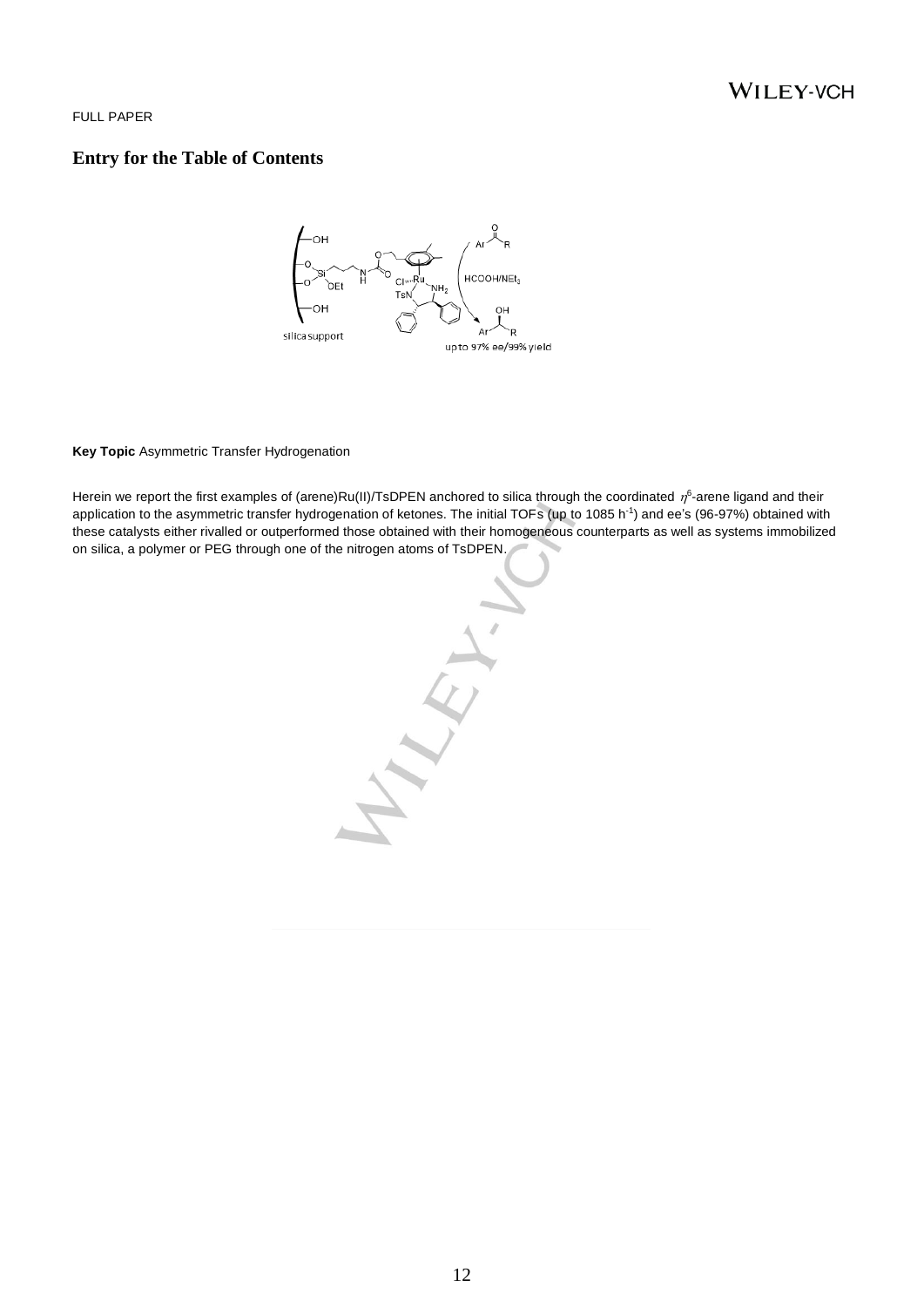## Entry for the Table of Contents

**Key Topic** Asymmetric Transfer Hydrogenation

Herein we report the first examples of (arene)Ru(II)/TsDPEN anchored to silica through the coordinated $\eta^6$-arene ligand and their application to the asymmetric transfer hydrogenation of ketones. The initial TOFs (up to 1085 $h^{-1}$) and ee's (96-97%) obtained with these catalysts either rivalled or outperformed those obtained with their homogeneous counterparts as well as systems immobilized on silica, a polymer or PEG through one of the nitrogen atoms of TsDPEN.